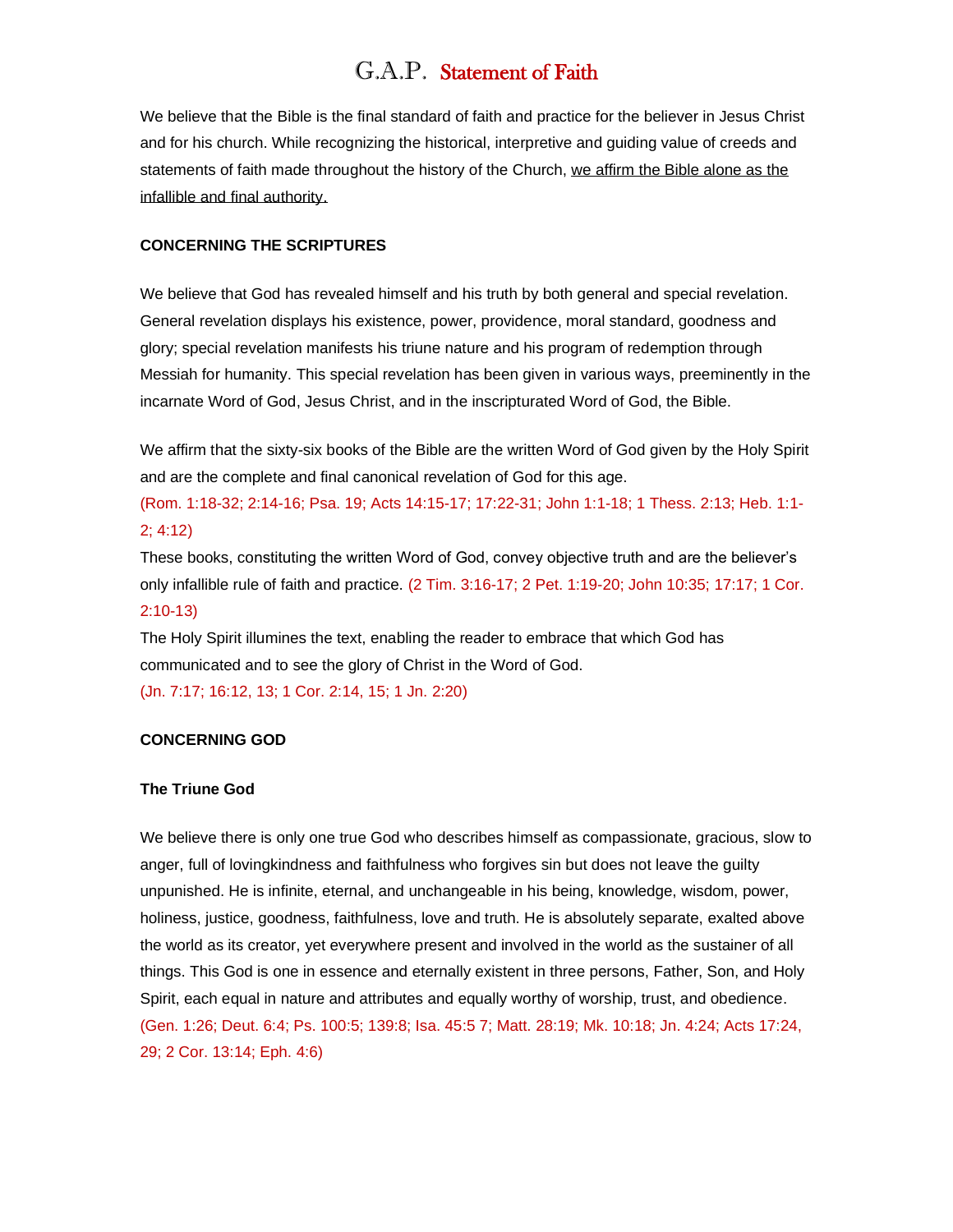# G.A.P. Statement of Faith

We believe that the Bible is the final standard of faith and practice for the believer in Jesus Christ and for his church. While recognizing the historical, interpretive and guiding value of creeds and statements of faith made throughout the history of the Church, <u>we affirm the Bible alone as the infallible and final authority.</u>

**CONCERNING THE SCRIPTURES**

We believe that God has revealed himself and his truth by both general and special revelation. General revelation displays his existence, power, providence, moral standard, goodness and glory; special revelation manifests his triune nature and his program of redemption through Messiah for humanity. This special revelation has been given in various ways, preeminently in the incarnate Word of God, Jesus Christ, and in the inscripturated Word of God, the Bible.

We affirm that the sixty-six books of the Bible are the written Word of God given by the Holy Spirit and are the complete and final canonical revelation of God for this age.
(Rom. 1:18-32; 2:14-16; Psa. 19; Acts 14:15-17; 17:22-31; John 1:1-18; 1 Thess. 2:13; Heb. 1:1-2; 4:12)
These books, constituting the written Word of God, convey objective truth and are the believer's only infallible rule of faith and practice. (2 Tim. 3:16-17; 2 Pet. 1:19-20; John 10:35; 17:17; 1 Cor. 2:10-13)
The Holy Spirit illumines the text, enabling the reader to embrace that which God has communicated and to see the glory of Christ in the Word of God.
(Jn. 7:17; 16:12, 13; 1 Cor. 2:14, 15; 1 Jn. 2:20)

**CONCERNING GOD**

**The Triune God**

We believe there is only one true God who describes himself as compassionate, gracious, slow to anger, full of lovingkindness and faithfulness who forgives sin but does not leave the guilty unpunished. He is infinite, eternal, and unchangeable in his being, knowledge, wisdom, power, holiness, justice, goodness, faithfulness, love and truth. He is absolutely separate, exalted above the world as its creator, yet everywhere present and involved in the world as the sustainer of all things. This God is one in essence and eternally existent in three persons, Father, Son, and Holy Spirit, each equal in nature and attributes and equally worthy of worship, trust, and obedience.
(Gen. 1:26; Deut. 6:4; Ps. 100:5; 139:8; Isa. 45:5 7; Matt. 28:19; Mk. 10:18; Jn. 4:24; Acts 17:24, 29; 2 Cor. 13:14; Eph. 4:6)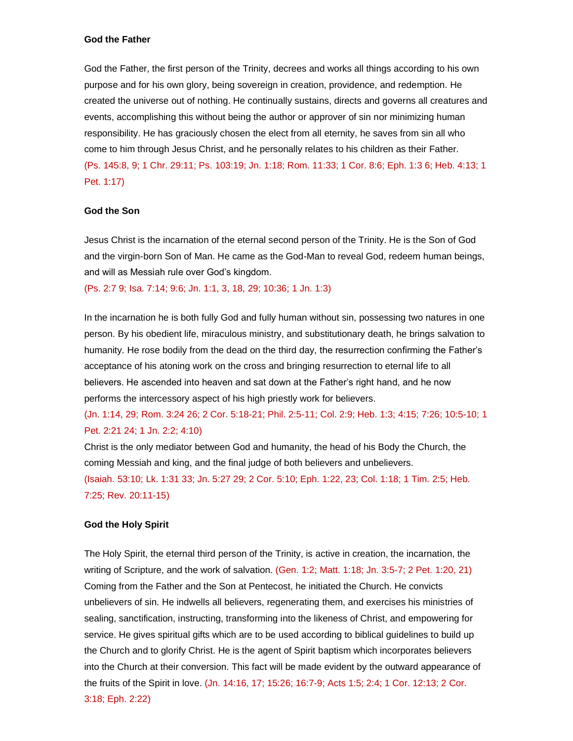**God the Father**

God the Father, the first person of the Trinity, decrees and works all things according to his own purpose and for his own glory, being sovereign in creation, providence, and redemption. He created the universe out of nothing. He continually sustains, directs and governs all creatures and events, accomplishing this without being the author or approver of sin nor minimizing human responsibility. He has graciously chosen the elect from all eternity, he saves from sin all who come to him through Jesus Christ, and he personally relates to his children as their Father. (Ps. 145:8, 9; 1 Chr. 29:11; Ps. 103:19; Jn. 1:18; Rom. 11:33; 1 Cor. 8:6; Eph. 1:3 6; Heb. 4:13; 1 Pet. 1:17)

**God the Son**

Jesus Christ is the incarnation of the eternal second person of the Trinity. He is the Son of God and the virgin-born Son of Man. He came as the God-Man to reveal God, redeem human beings, and will as Messiah rule over God's kingdom.
(Ps. 2:7 9; Isa. 7:14; 9:6; Jn. 1:1, 3, 18, 29; 10:36; 1 Jn. 1:3)

In the incarnation he is both fully God and fully human without sin, possessing two natures in one person. By his obedient life, miraculous ministry, and substitutionary death, he brings salvation to humanity. He rose bodily from the dead on the third day, the resurrection confirming the Father's acceptance of his atoning work on the cross and bringing resurrection to eternal life to all believers. He ascended into heaven and sat down at the Father's right hand, and he now performs the intercessory aspect of his high priestly work for believers.
(Jn. 1:14, 29; Rom. 3:24 26; 2 Cor. 5:18-21; Phil. 2:5-11; Col. 2:9; Heb. 1:3; 4:15; 7:26; 10:5-10; 1 Pet. 2:21 24; 1 Jn. 2:2; 4:10)
Christ is the only mediator between God and humanity, the head of his Body the Church, the coming Messiah and king, and the final judge of both believers and unbelievers.
(Isaiah. 53:10; Lk. 1:31 33; Jn. 5:27 29; 2 Cor. 5:10; Eph. 1:22, 23; Col. 1:18; 1 Tim. 2:5; Heb. 7:25; Rev. 20:11-15)

**God the Holy Spirit**

The Holy Spirit, the eternal third person of the Trinity, is active in creation, the incarnation, the writing of Scripture, and the work of salvation. (Gen. 1:2; Matt. 1:18; Jn. 3:5-7; 2 Pet. 1:20, 21) Coming from the Father and the Son at Pentecost, he initiated the Church. He convicts unbelievers of sin. He indwells all believers, regenerating them, and exercises his ministries of sealing, sanctification, instructing, transforming into the likeness of Christ, and empowering for service. He gives spiritual gifts which are to be used according to biblical guidelines to build up the Church and to glorify Christ. He is the agent of Spirit baptism which incorporates believers into the Church at their conversion. This fact will be made evident by the outward appearance of the fruits of the Spirit in love. (Jn. 14:16, 17; 15:26; 16:7-9; Acts 1:5; 2:4; 1 Cor. 12:13; 2 Cor. 3:18; Eph. 2:22)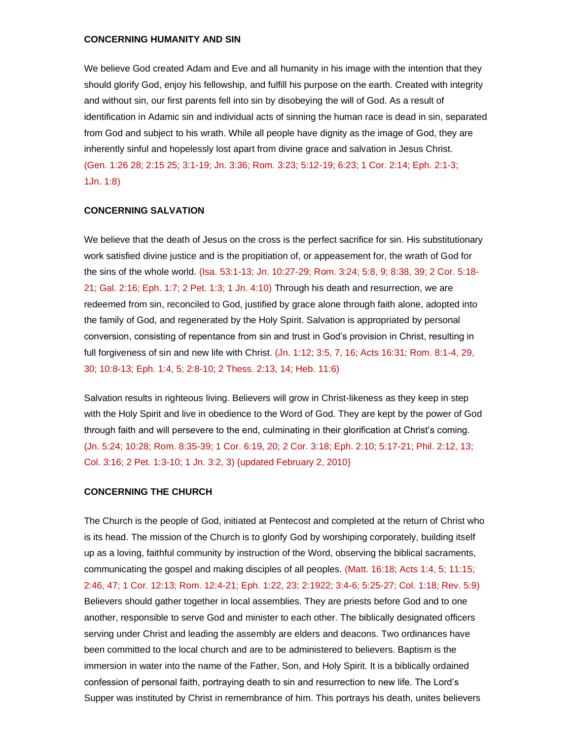### CONCERNING HUMANITY AND SIN

We believe God created Adam and Eve and all humanity in his image with the intention that they should glorify God, enjoy his fellowship, and fulfill his purpose on the earth. Created with integrity and without sin, our first parents fell into sin by disobeying the will of God. As a result of identification in Adamic sin and individual acts of sinning the human race is dead in sin, separated from God and subject to his wrath. While all people have dignity as the image of God, they are inherently sinful and hopelessly lost apart from divine grace and salvation in Jesus Christ. (Gen. 1:26 28; 2:15 25; 3:1-19; Jn. 3:36; Rom. 3:23; 5:12-19; 6:23; 1 Cor. 2:14; Eph. 2:1-3; 1Jn. 1:8)

### CONCERNING SALVATION

We believe that the death of Jesus on the cross is the perfect sacrifice for sin. His substitutionary work satisfied divine justice and is the propitiation of, or appeasement for, the wrath of God for the sins of the whole world. (Isa. 53:1-13; Jn. 10:27-29; Rom. 3:24; 5:8, 9; 8:38, 39; 2 Cor. 5:18-21; Gal. 2:16; Eph. 1:7; 2 Pet. 1:3; 1 Jn. 4:10) Through his death and resurrection, we are redeemed from sin, reconciled to God, justified by grace alone through faith alone, adopted into the family of God, and regenerated by the Holy Spirit. Salvation is appropriated by personal conversion, consisting of repentance from sin and trust in God's provision in Christ, resulting in full forgiveness of sin and new life with Christ. (Jn. 1:12; 3:5, 7, 16; Acts 16:31; Rom. 8:1-4, 29, 30; 10:8-13; Eph. 1:4, 5; 2:8-10; 2 Thess. 2:13, 14; Heb. 11:6)

Salvation results in righteous living. Believers will grow in Christ-likeness as they keep in step with the Holy Spirit and live in obedience to the Word of God. They are kept by the power of God through faith and will persevere to the end, culminating in their glorification at Christ's coming. (Jn. 5:24; 10:28; Rom. 8:35-39; 1 Cor. 6:19, 20; 2 Cor. 3:18; Eph. 2:10; 5:17-21; Phil. 2:12, 13; Col. 3:16; 2 Pet. 1:3-10; 1 Jn. 3:2, 3) {updated February 2, 2010}

### CONCERNING THE CHURCH

The Church is the people of God, initiated at Pentecost and completed at the return of Christ who is its head. The mission of the Church is to glorify God by worshiping corporately, building itself up as a loving, faithful community by instruction of the Word, observing the biblical sacraments, communicating the gospel and making disciples of all peoples. (Matt. 16:18; Acts 1:4, 5; 11:15; 2:46, 47; 1 Cor. 12:13; Rom. 12:4-21; Eph. 1:22, 23; 2:1922; 3:4-6; 5:25-27; Col. 1:18; Rev. 5:9) Believers should gather together in local assemblies. They are priests before God and to one another, responsible to serve God and minister to each other. The biblically designated officers serving under Christ and leading the assembly are elders and deacons. Two ordinances have been committed to the local church and are to be administered to believers. Baptism is the immersion in water into the name of the Father, Son, and Holy Spirit. It is a biblically ordained confession of personal faith, portraying death to sin and resurrection to new life. The Lord's Supper was instituted by Christ in remembrance of him. This portrays his death, unites believers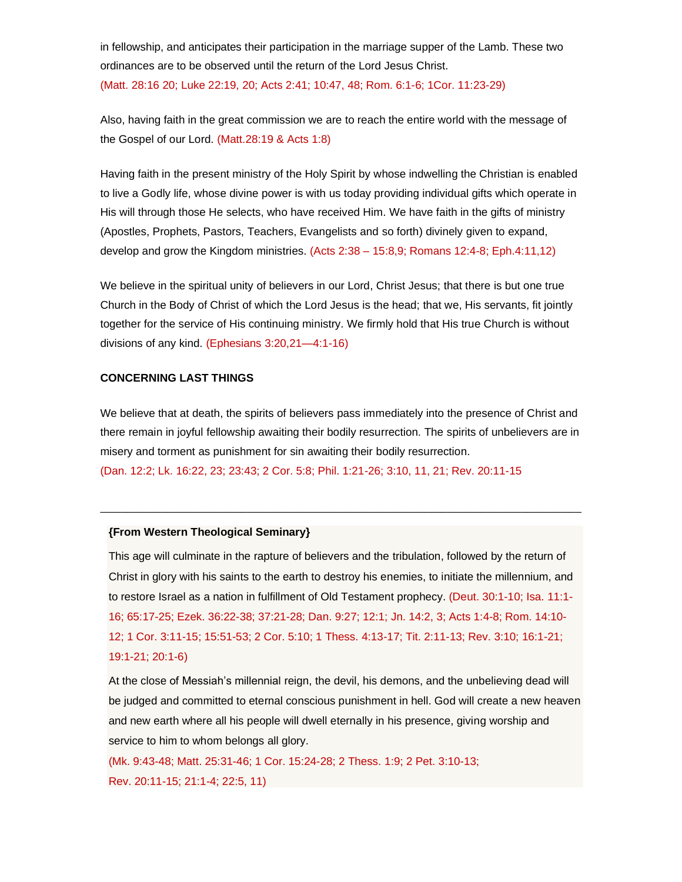in fellowship, and anticipates their participation in the marriage supper of the Lamb. These two ordinances are to be observed until the return of the Lord Jesus Christ.
(Matt. 28:16 20; Luke 22:19, 20; Acts 2:41; 10:47, 48; Rom. 6:1-6; 1Cor. 11:23-29)

Also, having faith in the great commission we are to reach the entire world with the message of the Gospel of our Lord. (Matt.28:19 & Acts 1:8)

Having faith in the present ministry of the Holy Spirit by whose indwelling the Christian is enabled to live a Godly life, whose divine power is with us today providing individual gifts which operate in His will through those He selects, who have received Him. We have faith in the gifts of ministry (Apostles, Prophets, Pastors, Teachers, Evangelists and so forth) divinely given to expand, develop and grow the Kingdom ministries. (Acts 2:38 – 15:8,9; Romans 12:4-8; Eph.4:11,12)

We believe in the spiritual unity of believers in our Lord, Christ Jesus; that there is but one true Church in the Body of Christ of which the Lord Jesus is the head; that we, His servants, fit jointly together for the service of His continuing ministry. We firmly hold that His true Church is without divisions of any kind. (Ephesians 3:20,21—4:1-16)

**CONCERNING LAST THINGS**

We believe that at death, the spirits of believers pass immediately into the presence of Christ and there remain in joyful fellowship awaiting their bodily resurrection. The spirits of unbelievers are in misery and torment as punishment for sin awaiting their bodily resurrection.
(Dan. 12:2; Lk. 16:22, 23; 23:43; 2 Cor. 5:8; Phil. 1:21-26; 3:10, 11, 21; Rev. 20:11-15

---

**{From Western Theological Seminary}**

This age will culminate in the rapture of believers and the tribulation, followed by the return of Christ in glory with his saints to the earth to destroy his enemies, to initiate the millennium, and to restore Israel as a nation in fulfillment of Old Testament prophecy. (Deut. 30:1-10; Isa. 11:1-16; 65:17-25; Ezek. 36:22-38; 37:21-28; Dan. 9:27; 12:1; Jn. 14:2, 3; Acts 1:4-8; Rom. 14:10-12; 1 Cor. 3:11-15; 15:51-53; 2 Cor. 5:10; 1 Thess. 4:13-17; Tit. 2:11-13; Rev. 3:10; 16:1-21; 19:1-21; 20:1-6)

At the close of Messiah's millennial reign, the devil, his demons, and the unbelieving dead will be judged and committed to eternal conscious punishment in hell. God will create a new heaven and new earth where all his people will dwell eternally in his presence, giving worship and service to him to whom belongs all glory.
(Mk. 9:43-48; Matt. 25:31-46; 1 Cor. 15:24-28; 2 Thess. 1:9; 2 Pet. 3:10-13; Rev. 20:11-15; 21:1-4; 22:5, 11)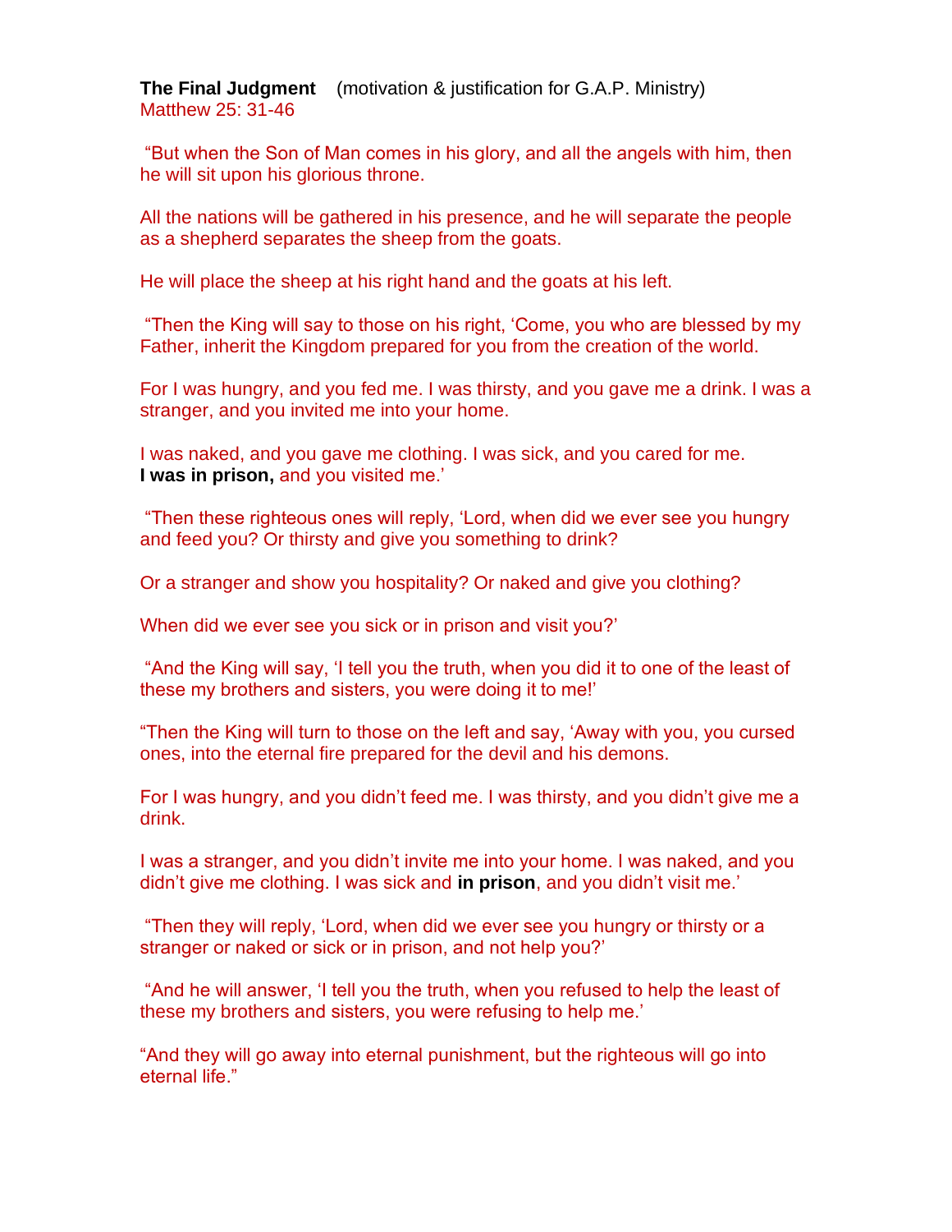**The Final Judgment** (motivation & justification for G.A.P. Ministry)
Matthew 25: 31-46

"But when the Son of Man comes in his glory, and all the angels with him, then he will sit upon his glorious throne.

All the nations will be gathered in his presence, and he will separate the people as a shepherd separates the sheep from the goats.

He will place the sheep at his right hand and the goats at his left.

"Then the King will say to those on his right, 'Come, you who are blessed by my Father, inherit the Kingdom prepared for you from the creation of the world.

For I was hungry, and you fed me. I was thirsty, and you gave me a drink. I was a stranger, and you invited me into your home.

I was naked, and you gave me clothing. I was sick, and you cared for me. **I was in prison,** and you visited me.'

"Then these righteous ones will reply, 'Lord, when did we ever see you hungry and feed you? Or thirsty and give you something to drink?

Or a stranger and show you hospitality? Or naked and give you clothing?

When did we ever see you sick or in prison and visit you?'

"And the King will say, 'I tell you the truth, when you did it to one of the least of these my brothers and sisters, you were doing it to me!'

"Then the King will turn to those on the left and say, 'Away with you, you cursed ones, into the eternal fire prepared for the devil and his demons.

For I was hungry, and you didn't feed me. I was thirsty, and you didn't give me a drink.

I was a stranger, and you didn't invite me into your home. I was naked, and you didn't give me clothing. I was sick and **in prison**, and you didn't visit me.'

"Then they will reply, 'Lord, when did we ever see you hungry or thirsty or a stranger or naked or sick or in prison, and not help you?'

"And he will answer, 'I tell you the truth, when you refused to help the least of these my brothers and sisters, you were refusing to help me.'

"And they will go away into eternal punishment, but the righteous will go into eternal life."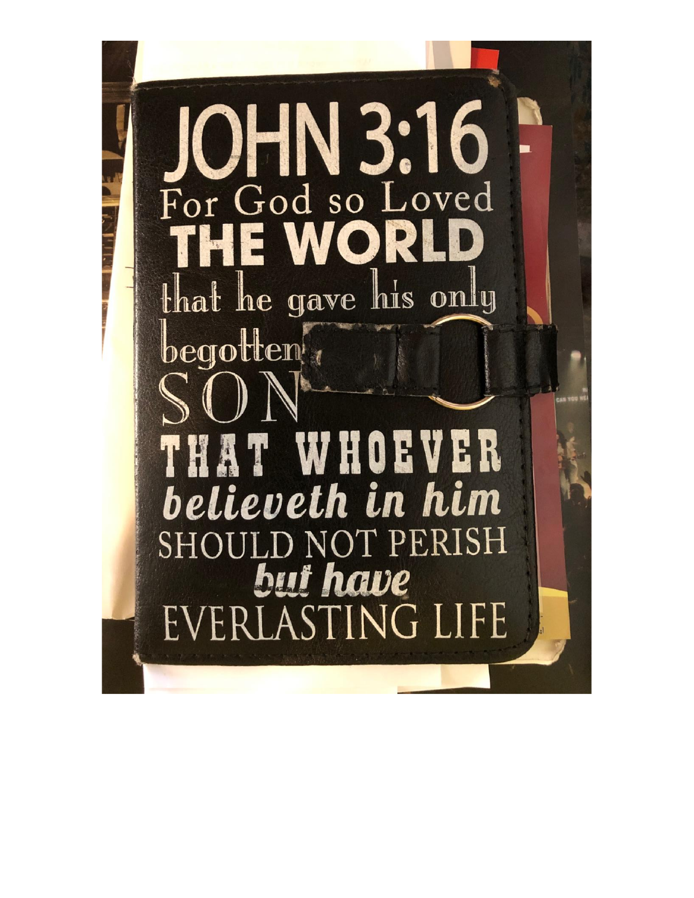JOHN 3:16
For God so Loved
THE WORLD
that he gave his only
begotten
SON
THAT WHOEVER
believeth in him
SHOULD NOT PERISH
but have
EVERLASTING LIFE